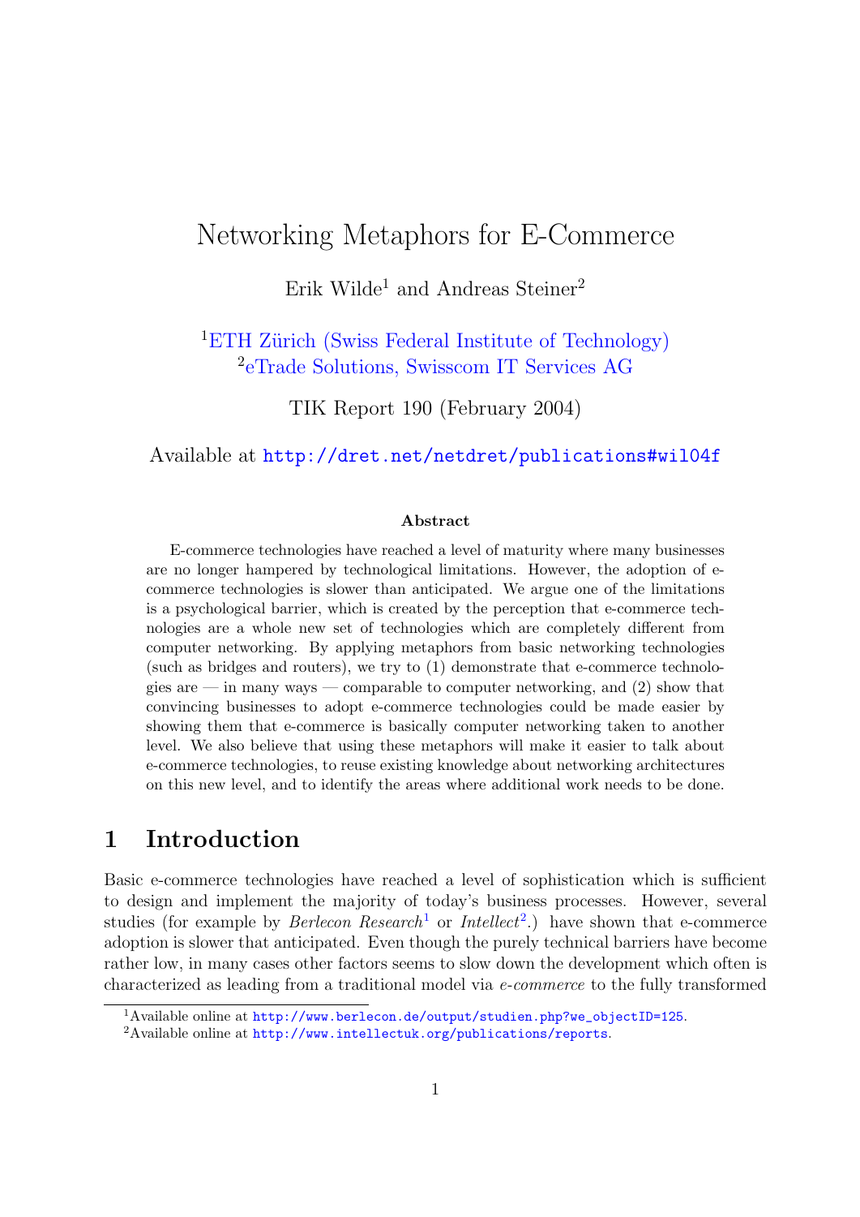# Networking Metaphors for E-Commerce

Erik Wilde[1] and Andreas Steiner[2]

[1]ETH Zürich (Swiss Federal Institute of Technology)
[2]eTrade Solutions, Swisscom IT Services AG

TIK Report 190 (February 2004)

Available at http://dret.net/netdret/publications#wil04f

**Abstract**

E-commerce technologies have reached a level of maturity where many businesses are no longer hampered by technological limitations. However, the adoption of e-commerce technologies is slower than anticipated. We argue one of the limitations is a psychological barrier, which is created by the perception that e-commerce technologies are a whole new set of technologies which are completely different from computer networking. By applying metaphors from basic networking technologies (such as bridges and routers), we try to (1) demonstrate that e-commerce technologies are — in many ways — comparable to computer networking, and (2) show that convincing businesses to adopt e-commerce technologies could be made easier by showing them that e-commerce is basically computer networking taken to another level. We also believe that using these metaphors will make it easier to talk about e-commerce technologies, to reuse existing knowledge about networking architectures on this new level, and to identify the areas where additional work needs to be done.

## 1 Introduction

Basic e-commerce technologies have reached a level of sophistication which is sufficient to design and implement the majority of today's business processes. However, several studies (for example by *Berlecon Research*[1] or *Intellect*[2].) have shown that e-commerce adoption is slower that anticipated. Even though the purely technical barriers have become rather low, in many cases other factors seems to slow down the development which often is characterized as leading from a traditional model via *e-commerce* to the fully transformed

[1]Available online at http://www.berlecon.de/output/studien.php?we_objectID=125.

[2]Available online at http://www.intellectuk.org/publications/reports.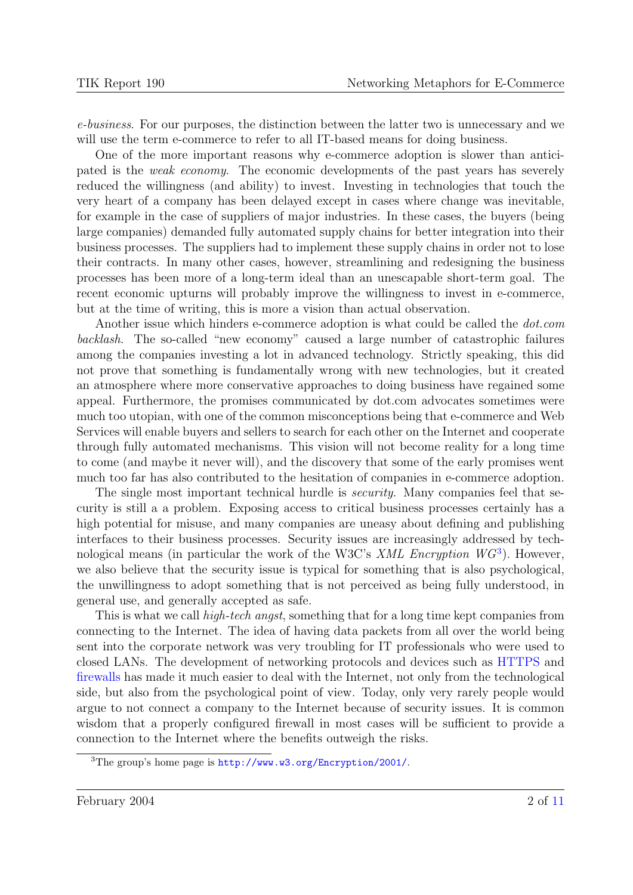*e-business*. For our purposes, the distinction between the latter two is unnecessary and we will use the term e-commerce to refer to all IT-based means for doing business.

One of the more important reasons why e-commerce adoption is slower than anticipated is the *weak economy*. The economic developments of the past years has severely reduced the willingness (and ability) to invest. Investing in technologies that touch the very heart of a company has been delayed except in cases where change was inevitable, for example in the case of suppliers of major industries. In these cases, the buyers (being large companies) demanded fully automated supply chains for better integration into their business processes. The suppliers had to implement these supply chains in order not to lose their contracts. In many other cases, however, streamlining and redesigning the business processes has been more of a long-term ideal than an unescapable short-term goal. The recent economic upturns will probably improve the willingness to invest in e-commerce, but at the time of writing, this is more a vision than actual observation.

Another issue which hinders e-commerce adoption is what could be called the *dot.com backlash*. The so-called "new economy" caused a large number of catastrophic failures among the companies investing a lot in advanced technology. Strictly speaking, this did not prove that something is fundamentally wrong with new technologies, but it created an atmosphere where more conservative approaches to doing business have regained some appeal. Furthermore, the promises communicated by dot.com advocates sometimes were much too utopian, with one of the common misconceptions being that e-commerce and Web Services will enable buyers and sellers to search for each other on the Internet and cooperate through fully automated mechanisms. This vision will not become reality for a long time to come (and maybe it never will), and the discovery that some of the early promises went much too far has also contributed to the hesitation of companies in e-commerce adoption.

The single most important technical hurdle is *security*. Many companies feel that security is still a a problem. Exposing access to critical business processes certainly has a high potential for misuse, and many companies are uneasy about defining and publishing interfaces to their business processes. Security issues are increasingly addressed by technological means (in particular the work of the W3C's *XML Encryption WG*[3]). However, we also believe that the security issue is typical for something that is also psychological, the unwillingness to adopt something that is not perceived as being fully understood, in general use, and generally accepted as safe.

This is what we call *high-tech angst*, something that for a long time kept companies from connecting to the Internet. The idea of having data packets from all over the world being sent into the corporate network was very troubling for IT professionals who were used to closed LANs. The development of networking protocols and devices such as HTTPS and firewalls has made it much easier to deal with the Internet, not only from the technological side, but also from the psychological point of view. Today, only very rarely people would argue to not connect a company to the Internet because of security issues. It is common wisdom that a properly configured firewall in most cases will be sufficient to provide a connection to the Internet where the benefits outweigh the risks.

[3] The group's home page is `http://www.w3.org/Encryption/2001/`.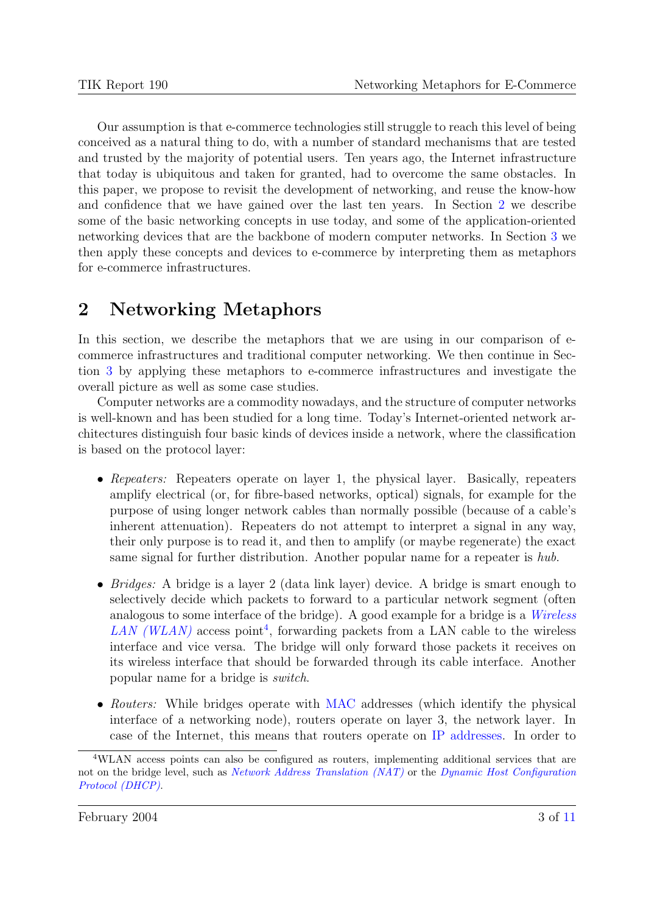Our assumption is that e-commerce technologies still struggle to reach this level of being conceived as a natural thing to do, with a number of standard mechanisms that are tested and trusted by the majority of potential users. Ten years ago, the Internet infrastructure that today is ubiquitous and taken for granted, had to overcome the same obstacles. In this paper, we propose to revisit the development of networking, and reuse the know-how and confidence that we have gained over the last ten years. In Section 2 we describe some of the basic networking concepts in use today, and some of the application-oriented networking devices that are the backbone of modern computer networks. In Section 3 we then apply these concepts and devices to e-commerce by interpreting them as metaphors for e-commerce infrastructures.

# 2 Networking Metaphors

In this section, we describe the metaphors that we are using in our comparison of e-commerce infrastructures and traditional computer networking. We then continue in Section 3 by applying these metaphors to e-commerce infrastructures and investigate the overall picture as well as some case studies.

Computer networks are a commodity nowadays, and the structure of computer networks is well-known and has been studied for a long time. Today's Internet-oriented network architectures distinguish four basic kinds of devices inside a network, where the classification is based on the protocol layer:

- *Repeaters:* Repeaters operate on layer 1, the physical layer. Basically, repeaters amplify electrical (or, for fibre-based networks, optical) signals, for example for the purpose of using longer network cables than normally possible (because of a cable's inherent attenuation). Repeaters do not attempt to interpret a signal in any way, their only purpose is to read it, and then to amplify (or maybe regenerate) the exact same signal for further distribution. Another popular name for a repeater is *hub*.

- *Bridges:* A bridge is a layer 2 (data link layer) device. A bridge is smart enough to selectively decide which packets to forward to a particular network segment (often analogous to some interface of the bridge). A good example for a bridge is a *Wireless LAN (WLAN)* access point[4], forwarding packets from a LAN cable to the wireless interface and vice versa. The bridge will only forward those packets it receives on its wireless interface that should be forwarded through its cable interface. Another popular name for a bridge is *switch*.

- *Routers:* While bridges operate with MAC addresses (which identify the physical interface of a networking node), routers operate on layer 3, the network layer. In case of the Internet, this means that routers operate on IP addresses. In order to

[4]WLAN access points can also be configured as routers, implementing additional services that are not on the bridge level, such as *Network Address Translation (NAT)* or the *Dynamic Host Configuration Protocol (DHCP)*.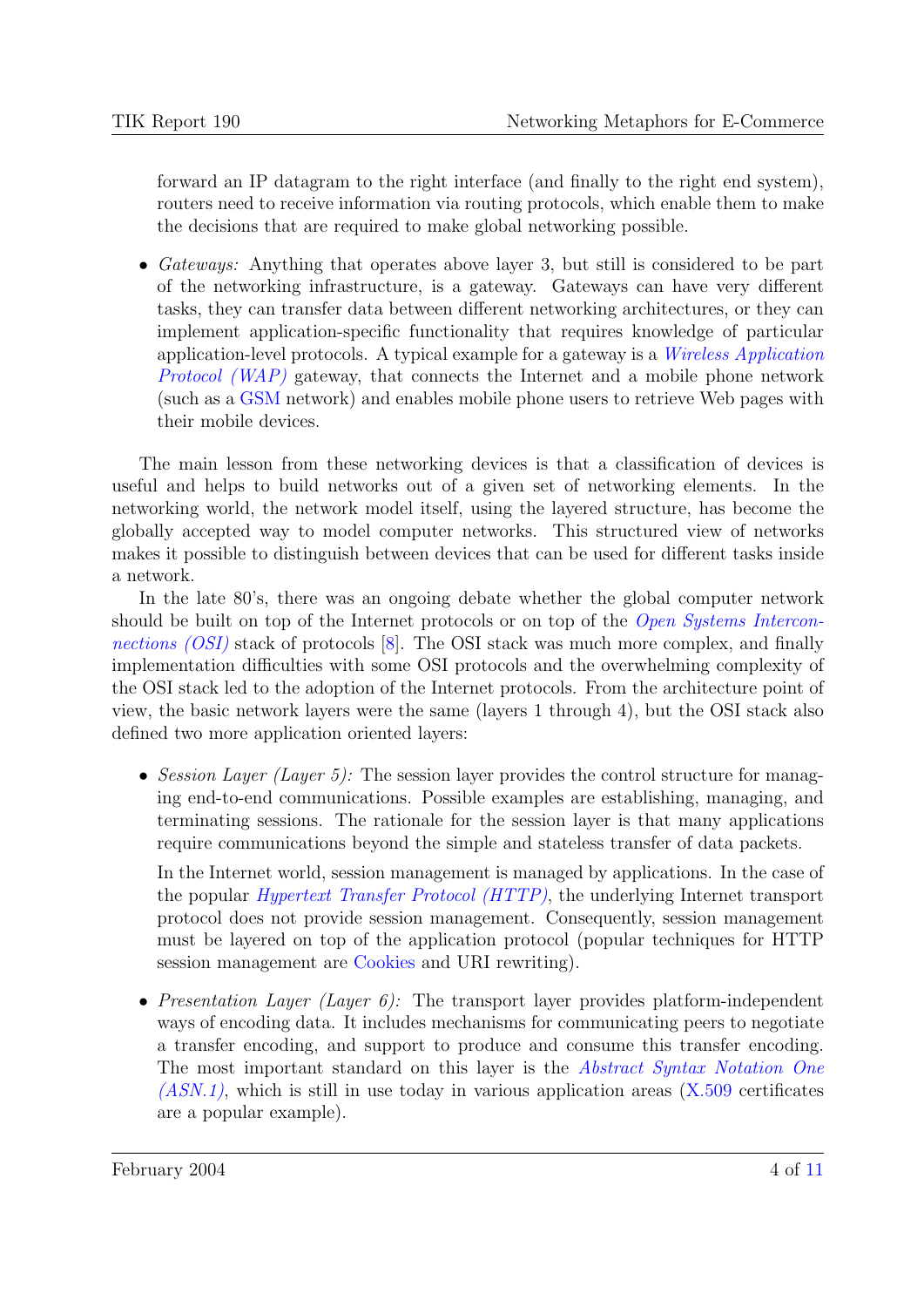forward an IP datagram to the right interface (and finally to the right end system), routers need to receive information via routing protocols, which enable them to make the decisions that are required to make global networking possible.

- *Gateways:* Anything that operates above layer 3, but still is considered to be part of the networking infrastructure, is a gateway. Gateways can have very different tasks, they can transfer data between different networking architectures, or they can implement application-specific functionality that requires knowledge of particular application-level protocols. A typical example for a gateway is a *Wireless Application Protocol (WAP)* gateway, that connects the Internet and a mobile phone network (such as a GSM network) and enables mobile phone users to retrieve Web pages with their mobile devices.

The main lesson from these networking devices is that a classification of devices is useful and helps to build networks out of a given set of networking elements. In the networking world, the network model itself, using the layered structure, has become the globally accepted way to model computer networks. This structured view of networks makes it possible to distinguish between devices that can be used for different tasks inside a network.

In the late 80's, there was an ongoing debate whether the global computer network should be built on top of the Internet protocols or on top of the *Open Systems Interconnections (OSI)* stack of protocols [8]. The OSI stack was much more complex, and finally implementation difficulties with some OSI protocols and the overwhelming complexity of the OSI stack led to the adoption of the Internet protocols. From the architecture point of view, the basic network layers were the same (layers 1 through 4), but the OSI stack also defined two more application oriented layers:

- *Session Layer (Layer 5):* The session layer provides the control structure for managing end-to-end communications. Possible examples are establishing, managing, and terminating sessions. The rationale for the session layer is that many applications require communications beyond the simple and stateless transfer of data packets.

  In the Internet world, session management is managed by applications. In the case of the popular *Hypertext Transfer Protocol (HTTP)*, the underlying Internet transport protocol does not provide session management. Consequently, session management must be layered on top of the application protocol (popular techniques for HTTP session management are Cookies and URI rewriting).

- *Presentation Layer (Layer 6):* The transport layer provides platform-independent ways of encoding data. It includes mechanisms for communicating peers to negotiate a transfer encoding, and support to produce and consume this transfer encoding. The most important standard on this layer is the *Abstract Syntax Notation One (ASN.1)*, which is still in use today in various application areas (X.509 certificates are a popular example).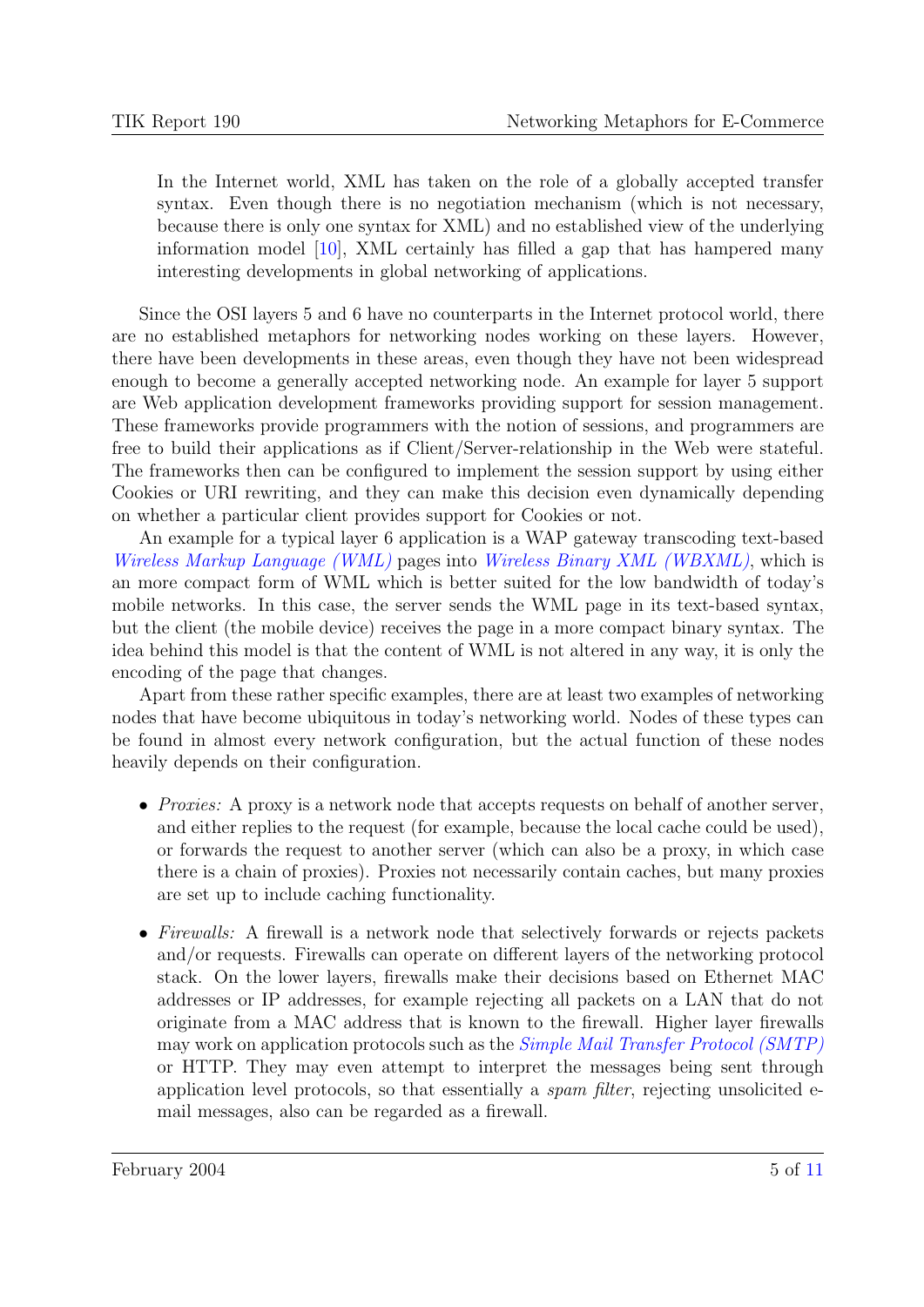> In the Internet world, XML has taken on the role of a globally accepted transfer syntax. Even though there is no negotiation mechanism (which is not necessary, because there is only one syntax for XML) and no established view of the underlying information model [10], XML certainly has filled a gap that has hampered many interesting developments in global networking of applications.

Since the OSI layers 5 and 6 have no counterparts in the Internet protocol world, there are no established metaphors for networking nodes working on these layers. However, there have been developments in these areas, even though they have not been widespread enough to become a generally accepted networking node. An example for layer 5 support are Web application development frameworks providing support for session management. These frameworks provide programmers with the notion of sessions, and programmers are free to build their applications as if Client/Server-relationship in the Web were stateful. The frameworks then can be configured to implement the session support by using either Cookies or URI rewriting, and they can make this decision even dynamically depending on whether a particular client provides support for Cookies or not.

An example for a typical layer 6 application is a WAP gateway transcoding text-based *Wireless Markup Language (WML)* pages into *Wireless Binary XML (WBXML)*, which is an more compact form of WML which is better suited for the low bandwidth of today's mobile networks. In this case, the server sends the WML page in its text-based syntax, but the client (the mobile device) receives the page in a more compact binary syntax. The idea behind this model is that the content of WML is not altered in any way, it is only the encoding of the page that changes.

Apart from these rather specific examples, there are at least two examples of networking nodes that have become ubiquitous in today's networking world. Nodes of these types can be found in almost every network configuration, but the actual function of these nodes heavily depends on their configuration.

- *Proxies:* A proxy is a network node that accepts requests on behalf of another server, and either replies to the request (for example, because the local cache could be used), or forwards the request to another server (which can also be a proxy, in which case there is a chain of proxies). Proxies not necessarily contain caches, but many proxies are set up to include caching functionality.
- *Firewalls:* A firewall is a network node that selectively forwards or rejects packets and/or requests. Firewalls can operate on different layers of the networking protocol stack. On the lower layers, firewalls make their decisions based on Ethernet MAC addresses or IP addresses, for example rejecting all packets on a LAN that do not originate from a MAC address that is known to the firewall. Higher layer firewalls may work on application protocols such as the *Simple Mail Transfer Protocol (SMTP)* or HTTP. They may even attempt to interpret the messages being sent through application level protocols, so that essentially a *spam filter*, rejecting unsolicited e-mail messages, also can be regarded as a firewall.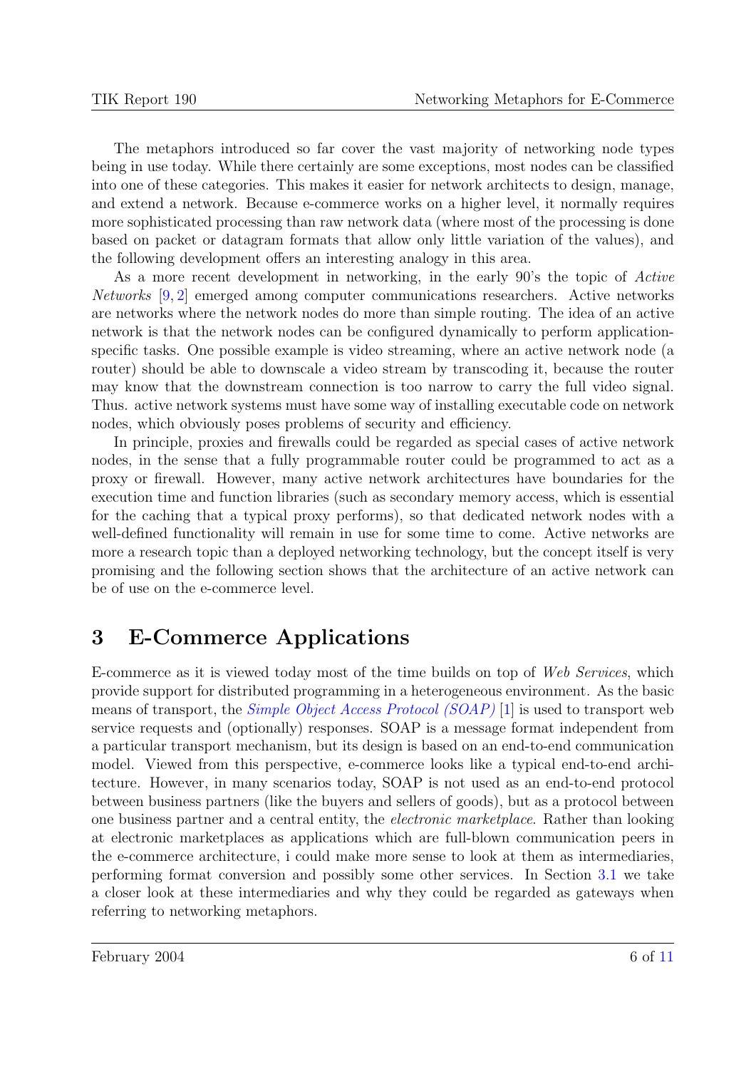The metaphors introduced so far cover the vast majority of networking node types being in use today. While there certainly are some exceptions, most nodes can be classified into one of these categories. This makes it easier for network architects to design, manage, and extend a network. Because e-commerce works on a higher level, it normally requires more sophisticated processing than raw network data (where most of the processing is done based on packet or datagram formats that allow only little variation of the values), and the following development offers an interesting analogy in this area.

As a more recent development in networking, in the early 90's the topic of *Active Networks* [9, 2] emerged among computer communications researchers. Active networks are networks where the network nodes do more than simple routing. The idea of an active network is that the network nodes can be configured dynamically to perform application-specific tasks. One possible example is video streaming, where an active network node (a router) should be able to downscale a video stream by transcoding it, because the router may know that the downstream connection is too narrow to carry the full video signal. Thus. active network systems must have some way of installing executable code on network nodes, which obviously poses problems of security and efficiency.

In principle, proxies and firewalls could be regarded as special cases of active network nodes, in the sense that a fully programmable router could be programmed to act as a proxy or firewall. However, many active network architectures have boundaries for the execution time and function libraries (such as secondary memory access, which is essential for the caching that a typical proxy performs), so that dedicated network nodes with a well-defined functionality will remain in use for some time to come. Active networks are more a research topic than a deployed networking technology, but the concept itself is very promising and the following section shows that the architecture of an active network can be of use on the e-commerce level.

# 3 E-Commerce Applications

E-commerce as it is viewed today most of the time builds on top of *Web Services*, which provide support for distributed programming in a heterogeneous environment. As the basic means of transport, the *Simple Object Access Protocol (SOAP)* [1] is used to transport web service requests and (optionally) responses. SOAP is a message format independent from a particular transport mechanism, but its design is based on an end-to-end communication model. Viewed from this perspective, e-commerce looks like a typical end-to-end architecture. However, in many scenarios today, SOAP is not used as an end-to-end protocol between business partners (like the buyers and sellers of goods), but as a protocol between one business partner and a central entity, the *electronic marketplace*. Rather than looking at electronic marketplaces as applications which are full-blown communication peers in the e-commerce architecture, i could make more sense to look at them as intermediaries, performing format conversion and possibly some other services. In Section 3.1 we take a closer look at these intermediaries and why they could be regarded as gateways when referring to networking metaphors.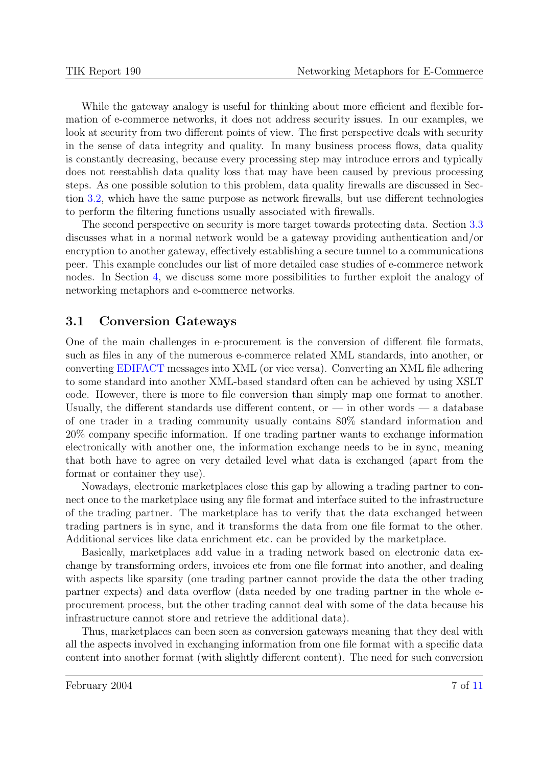While the gateway analogy is useful for thinking about more efficient and flexible formation of e-commerce networks, it does not address security issues. In our examples, we look at security from two different points of view. The first perspective deals with security in the sense of data integrity and quality. In many business process flows, data quality is constantly decreasing, because every processing step may introduce errors and typically does not reestablish data quality loss that may have been caused by previous processing steps. As one possible solution to this problem, data quality firewalls are discussed in Section 3.2, which have the same purpose as network firewalls, but use different technologies to perform the filtering functions usually associated with firewalls.

The second perspective on security is more target towards protecting data. Section 3.3 discusses what in a normal network would be a gateway providing authentication and/or encryption to another gateway, effectively establishing a secure tunnel to a communications peer. This example concludes our list of more detailed case studies of e-commerce network nodes. In Section 4, we discuss some more possibilities to further exploit the analogy of networking metaphors and e-commerce networks.

## 3.1 Conversion Gateways

One of the main challenges in e-procurement is the conversion of different file formats, such as files in any of the numerous e-commerce related XML standards, into another, or converting EDIFACT messages into XML (or vice versa). Converting an XML file adhering to some standard into another XML-based standard often can be achieved by using XSLT code. However, there is more to file conversion than simply map one format to another. Usually, the different standards use different content, or — in other words — a database of one trader in a trading community usually contains 80% standard information and 20% company specific information. If one trading partner wants to exchange information electronically with another one, the information exchange needs to be in sync, meaning that both have to agree on very detailed level what data is exchanged (apart from the format or container they use).

Nowadays, electronic marketplaces close this gap by allowing a trading partner to connect once to the marketplace using any file format and interface suited to the infrastructure of the trading partner. The marketplace has to verify that the data exchanged between trading partners is in sync, and it transforms the data from one file format to the other. Additional services like data enrichment etc. can be provided by the marketplace.

Basically, marketplaces add value in a trading network based on electronic data exchange by transforming orders, invoices etc from one file format into another, and dealing with aspects like sparsity (one trading partner cannot provide the data the other trading partner expects) and data overflow (data needed by one trading partner in the whole e-procurement process, but the other trading cannot deal with some of the data because his infrastructure cannot store and retrieve the additional data).

Thus, marketplaces can been seen as conversion gateways meaning that they deal with all the aspects involved in exchanging information from one file format with a specific data content into another format (with slightly different content). The need for such conversion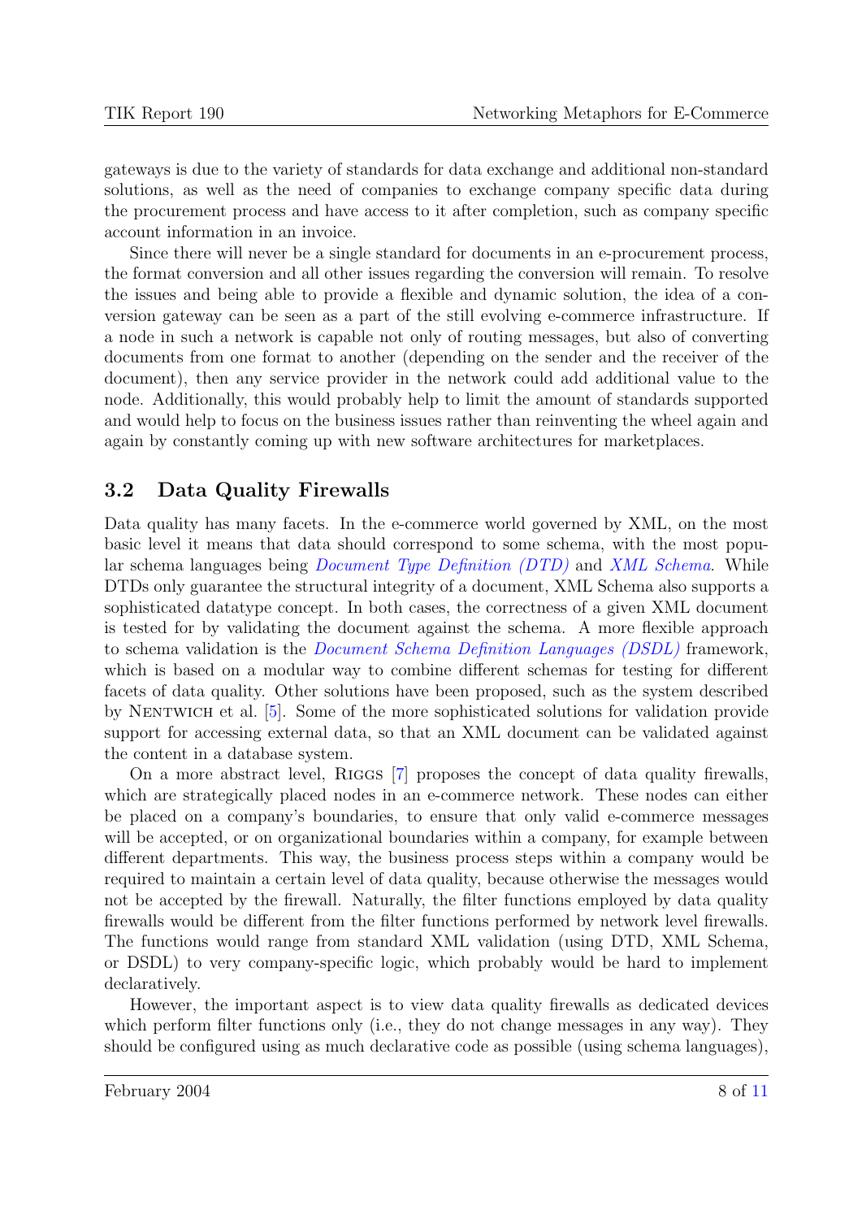gateways is due to the variety of standards for data exchange and additional non-standard solutions, as well as the need of companies to exchange company specific data during the procurement process and have access to it after completion, such as company specific account information in an invoice.

Since there will never be a single standard for documents in an e-procurement process, the format conversion and all other issues regarding the conversion will remain. To resolve the issues and being able to provide a flexible and dynamic solution, the idea of a conversion gateway can be seen as a part of the still evolving e-commerce infrastructure. If a node in such a network is capable not only of routing messages, but also of converting documents from one format to another (depending on the sender and the receiver of the document), then any service provider in the network could add additional value to the node. Additionally, this would probably help to limit the amount of standards supported and would help to focus on the business issues rather than reinventing the wheel again and again by constantly coming up with new software architectures for marketplaces.

## 3.2 Data Quality Firewalls

Data quality has many facets. In the e-commerce world governed by XML, on the most basic level it means that data should correspond to some schema, with the most popular schema languages being *Document Type Definition (DTD)* and *XML Schema*. While DTDs only guarantee the structural integrity of a document, XML Schema also supports a sophisticated datatype concept. In both cases, the correctness of a given XML document is tested for by validating the document against the schema. A more flexible approach to schema validation is the *Document Schema Definition Languages (DSDL)* framework, which is based on a modular way to combine different schemas for testing for different facets of data quality. Other solutions have been proposed, such as the system described by Nentwich et al. [5]. Some of the more sophisticated solutions for validation provide support for accessing external data, so that an XML document can be validated against the content in a database system.

On a more abstract level, Riggs [7] proposes the concept of data quality firewalls, which are strategically placed nodes in an e-commerce network. These nodes can either be placed on a company's boundaries, to ensure that only valid e-commerce messages will be accepted, or on organizational boundaries within a company, for example between different departments. This way, the business process steps within a company would be required to maintain a certain level of data quality, because otherwise the messages would not be accepted by the firewall. Naturally, the filter functions employed by data quality firewalls would be different from the filter functions performed by network level firewalls. The functions would range from standard XML validation (using DTD, XML Schema, or DSDL) to very company-specific logic, which probably would be hard to implement declaratively.

However, the important aspect is to view data quality firewalls as dedicated devices which perform filter functions only (i.e., they do not change messages in any way). They should be configured using as much declarative code as possible (using schema languages),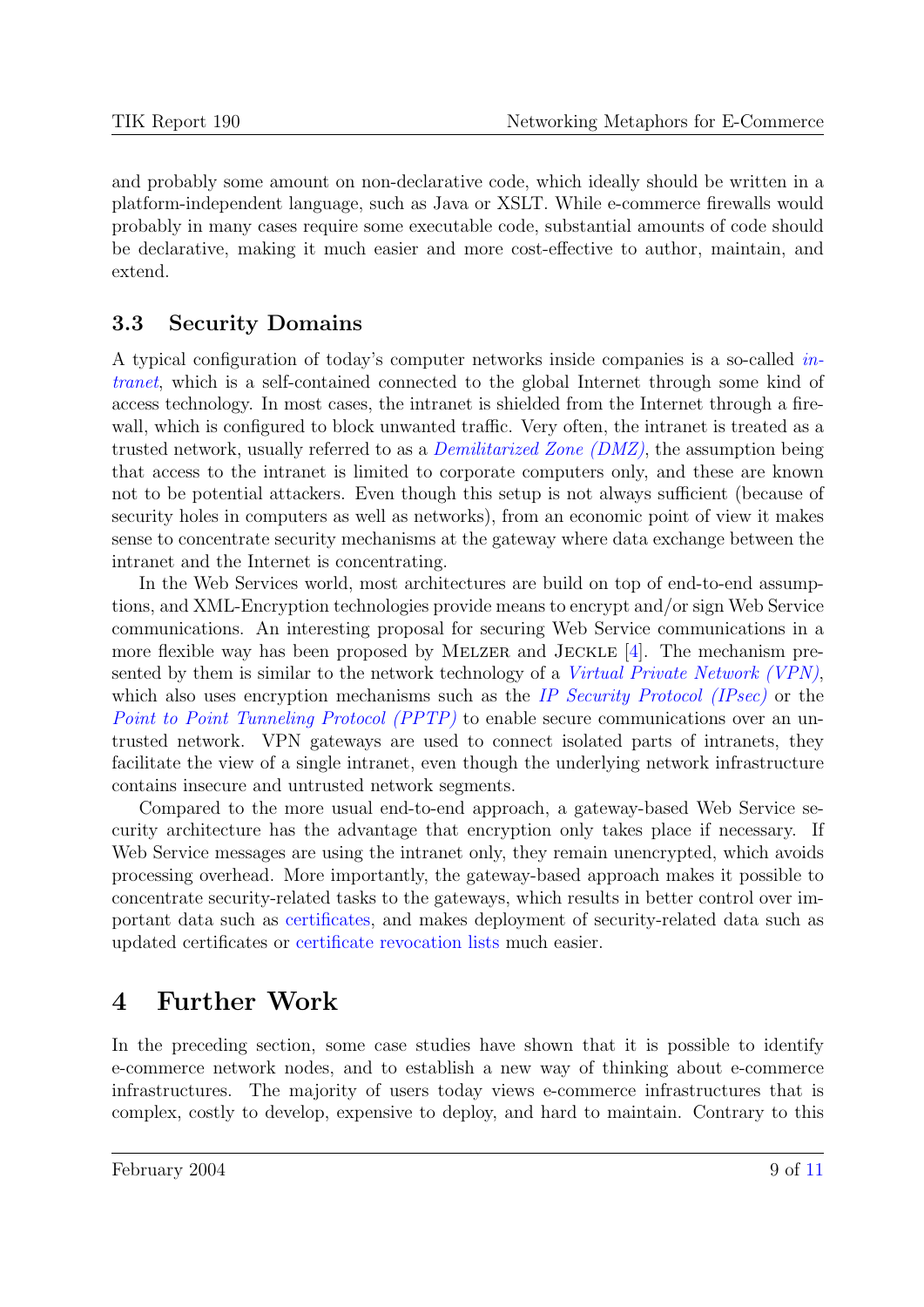and probably some amount on non-declarative code, which ideally should be written in a platform-independent language, such as Java or XSLT. While e-commerce firewalls would probably in many cases require some executable code, substantial amounts of code should be declarative, making it much easier and more cost-effective to author, maintain, and extend.

### 3.3 Security Domains

A typical configuration of today's computer networks inside companies is a so-called *intranet*, which is a self-contained connected to the global Internet through some kind of access technology. In most cases, the intranet is shielded from the Internet through a firewall, which is configured to block unwanted traffic. Very often, the intranet is treated as a trusted network, usually referred to as a *Demilitarized Zone (DMZ)*, the assumption being that access to the intranet is limited to corporate computers only, and these are known not to be potential attackers. Even though this setup is not always sufficient (because of security holes in computers as well as networks), from an economic point of view it makes sense to concentrate security mechanisms at the gateway where data exchange between the intranet and the Internet is concentrating.

In the Web Services world, most architectures are build on top of end-to-end assumptions, and XML-Encryption technologies provide means to encrypt and/or sign Web Service communications. An interesting proposal for securing Web Service communications in a more flexible way has been proposed by Melzer and Jeckle [4]. The mechanism presented by them is similar to the network technology of a *Virtual Private Network (VPN)*, which also uses encryption mechanisms such as the *IP Security Protocol (IPsec)* or the *Point to Point Tunneling Protocol (PPTP)* to enable secure communications over an untrusted network. VPN gateways are used to connect isolated parts of intranets, they facilitate the view of a single intranet, even though the underlying network infrastructure contains insecure and untrusted network segments.

Compared to the more usual end-to-end approach, a gateway-based Web Service security architecture has the advantage that encryption only takes place if necessary. If Web Service messages are using the intranet only, they remain unencrypted, which avoids processing overhead. More importantly, the gateway-based approach makes it possible to concentrate security-related tasks to the gateways, which results in better control over important data such as certificates, and makes deployment of security-related data such as updated certificates or certificate revocation lists much easier.

## 4 Further Work

In the preceding section, some case studies have shown that it is possible to identify e-commerce network nodes, and to establish a new way of thinking about e-commerce infrastructures. The majority of users today views e-commerce infrastructures that is complex, costly to develop, expensive to deploy, and hard to maintain. Contrary to this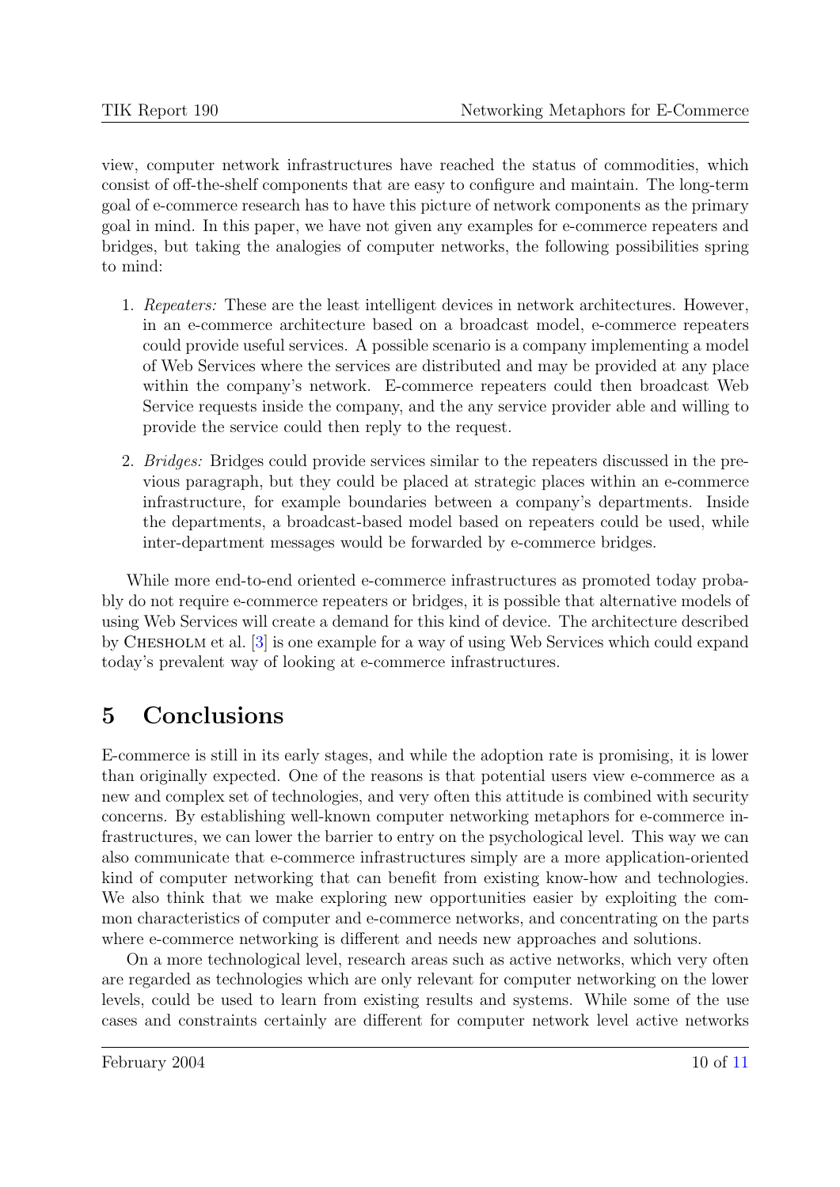view, computer network infrastructures have reached the status of commodities, which consist of off-the-shelf components that are easy to configure and maintain. The long-term goal of e-commerce research has to have this picture of network components as the primary goal in mind. In this paper, we have not given any examples for e-commerce repeaters and bridges, but taking the analogies of computer networks, the following possibilities spring to mind:

1. *Repeaters:* These are the least intelligent devices in network architectures. However, in an e-commerce architecture based on a broadcast model, e-commerce repeaters could provide useful services. A possible scenario is a company implementing a model of Web Services where the services are distributed and may be provided at any place within the company's network. E-commerce repeaters could then broadcast Web Service requests inside the company, and the any service provider able and willing to provide the service could then reply to the request.

2. *Bridges:* Bridges could provide services similar to the repeaters discussed in the previous paragraph, but they could be placed at strategic places within an e-commerce infrastructure, for example boundaries between a company's departments. Inside the departments, a broadcast-based model based on repeaters could be used, while inter-department messages would be forwarded by e-commerce bridges.

While more end-to-end oriented e-commerce infrastructures as promoted today probably do not require e-commerce repeaters or bridges, it is possible that alternative models of using Web Services will create a demand for this kind of device. The architecture described by Chesholm et al. [3] is one example for a way of using Web Services which could expand today's prevalent way of looking at e-commerce infrastructures.

# 5 Conclusions

E-commerce is still in its early stages, and while the adoption rate is promising, it is lower than originally expected. One of the reasons is that potential users view e-commerce as a new and complex set of technologies, and very often this attitude is combined with security concerns. By establishing well-known computer networking metaphors for e-commerce infrastructures, we can lower the barrier to entry on the psychological level. This way we can also communicate that e-commerce infrastructures simply are a more application-oriented kind of computer networking that can benefit from existing know-how and technologies. We also think that we make exploring new opportunities easier by exploiting the common characteristics of computer and e-commerce networks, and concentrating on the parts where e-commerce networking is different and needs new approaches and solutions.

On a more technological level, research areas such as active networks, which very often are regarded as technologies which are only relevant for computer networking on the lower levels, could be used to learn from existing results and systems. While some of the use cases and constraints certainly are different for computer network level active networks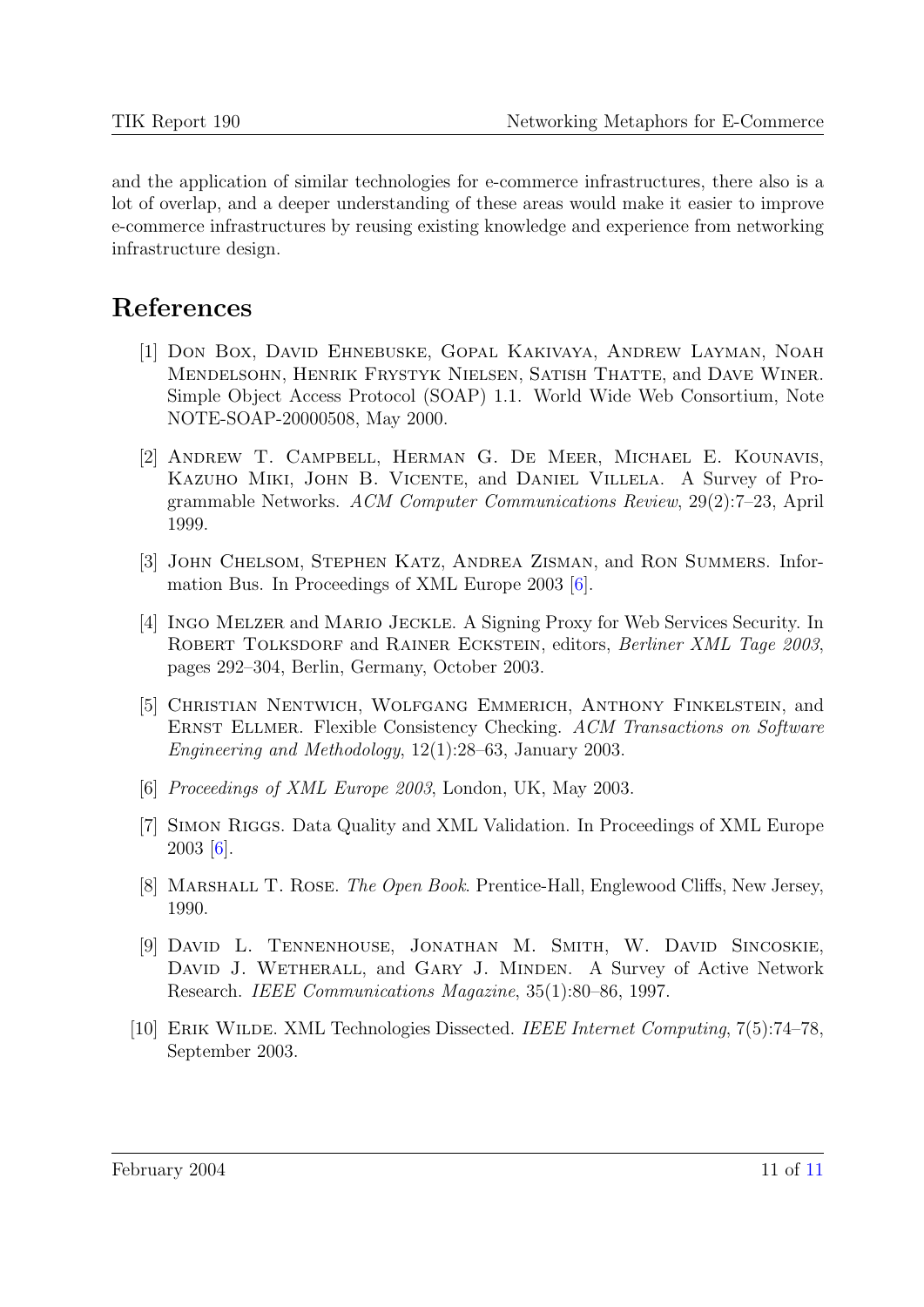and the application of similar technologies for e-commerce infrastructures, there also is a lot of overlap, and a deeper understanding of these areas would make it easier to improve e-commerce infrastructures by reusing existing knowledge and experience from networking infrastructure design.

# References

[1] Don Box, David Ehnebuske, Gopal Kakivaya, Andrew Layman, Noah Mendelsohn, Henrik Frystyk Nielsen, Satish Thatte, and Dave Winer. Simple Object Access Protocol (SOAP) 1.1. World Wide Web Consortium, Note NOTE-SOAP-20000508, May 2000.

[2] Andrew T. Campbell, Herman G. De Meer, Michael E. Kounavis, Kazuho Miki, John B. Vicente, and Daniel Villela. A Survey of Programmable Networks. *ACM Computer Communications Review*, 29(2):7–23, April 1999.

[3] John Chelsom, Stephen Katz, Andrea Zisman, and Ron Summers. Information Bus. In Proceedings of XML Europe 2003 [6].

[4] Ingo Melzer and Mario Jeckle. A Signing Proxy for Web Services Security. In Robert Tolksdorf and Rainer Eckstein, editors, *Berliner XML Tage 2003*, pages 292–304, Berlin, Germany, October 2003.

[5] Christian Nentwich, Wolfgang Emmerich, Anthony Finkelstein, and Ernst Ellmer. Flexible Consistency Checking. *ACM Transactions on Software Engineering and Methodology*, 12(1):28–63, January 2003.

[6] *Proceedings of XML Europe 2003*, London, UK, May 2003.

[7] Simon Riggs. Data Quality and XML Validation. In Proceedings of XML Europe 2003 [6].

[8] Marshall T. Rose. *The Open Book*. Prentice-Hall, Englewood Cliffs, New Jersey, 1990.

[9] David L. Tennenhouse, Jonathan M. Smith, W. David Sincoskie, David J. Wetherall, and Gary J. Minden. A Survey of Active Network Research. *IEEE Communications Magazine*, 35(1):80–86, 1997.

[10] Erik Wilde. XML Technologies Dissected. *IEEE Internet Computing*, 7(5):74–78, September 2003.